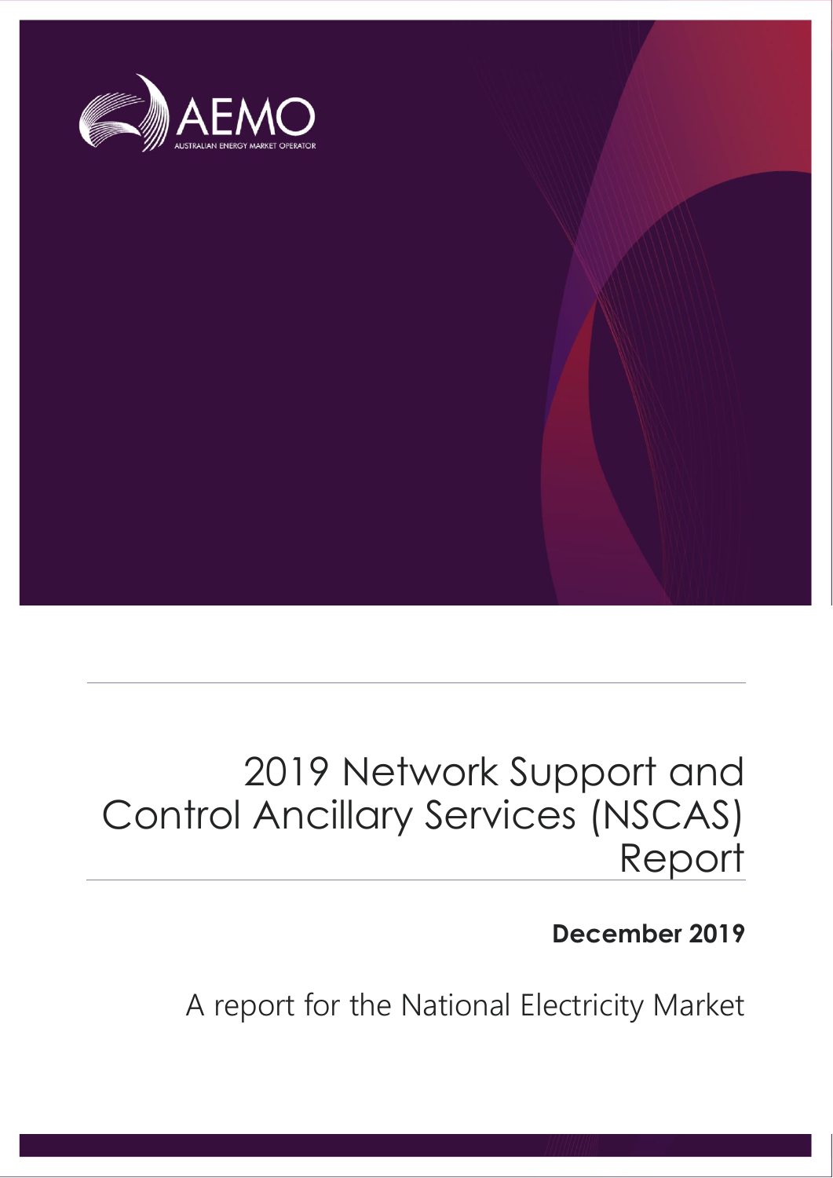AEMO

AUSTRALIAN ENERGY MARKET OPERATOR

# 2019 Network Support and Control Ancillary Services (NSCAS) Report

**December 2019**

A report for the National Electricity Market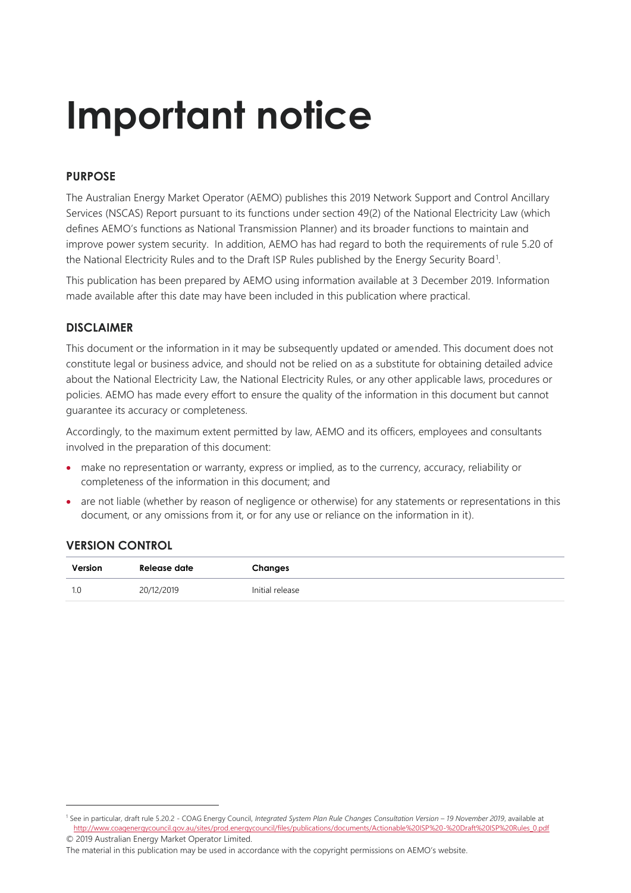# Important notice

## PURPOSE

The Australian Energy Market Operator (AEMO) publishes this 2019 Network Support and Control Ancillary Services (NSCAS) Report pursuant to its functions under section 49(2) of the National Electricity Law (which defines AEMO's functions as National Transmission Planner) and its broader functions to maintain and improve power system security. In addition, AEMO has had regard to both the requirements of rule 5.20 of the National Electricity Rules and to the Draft ISP Rules published by the Energy Security Board[1].

This publication has been prepared by AEMO using information available at 3 December 2019. Information made available after this date may have been included in this publication where practical.

## DISCLAIMER

This document or the information in it may be subsequently updated or amended. This document does not constitute legal or business advice, and should not be relied on as a substitute for obtaining detailed advice about the National Electricity Law, the National Electricity Rules, or any other applicable laws, procedures or policies. AEMO has made every effort to ensure the quality of the information in this document but cannot guarantee its accuracy or completeness.

Accordingly, to the maximum extent permitted by law, AEMO and its officers, employees and consultants involved in the preparation of this document:

- make no representation or warranty, express or implied, as to the currency, accuracy, reliability or completeness of the information in this document; and
- are not liable (whether by reason of negligence or otherwise) for any statements or representations in this document, or any omissions from it, or for any use or reliance on the information in it).

## VERSION CONTROL

| Version | Release date | Changes |
|---|---|---|
| 1.0 | 20/12/2019 | Initial release |

[1] See in particular, draft rule 5.20.2 - COAG Energy Council, *Integrated System Plan Rule Changes Consultation Version – 19 November 2019*, available at http://www.coagenergycouncil.gov.au/sites/prod.energycouncil/files/publications/documents/Actionable%20ISP%20-%20Draft%20ISP%20Rules_0.pdf

© 2019 Australian Energy Market Operator Limited.
The material in this publication may be used in accordance with the copyright permissions on AEMO's website.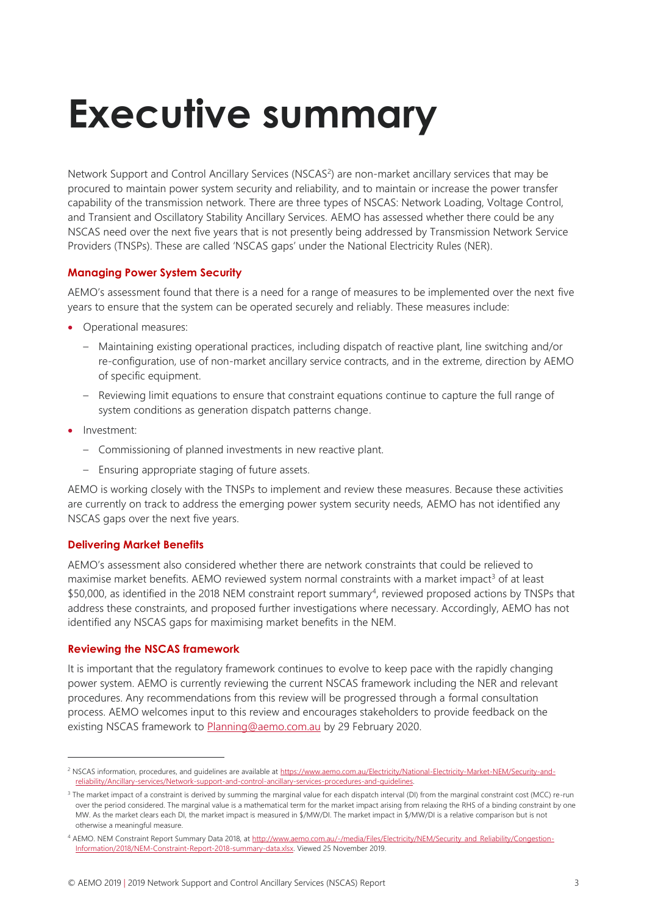# Executive summary

Network Support and Control Ancillary Services (NSCAS[2]) are non-market ancillary services that may be procured to maintain power system security and reliability, and to maintain or increase the power transfer capability of the transmission network. There are three types of NSCAS: Network Loading, Voltage Control, and Transient and Oscillatory Stability Ancillary Services. AEMO has assessed whether there could be any NSCAS need over the next five years that is not presently being addressed by Transmission Network Service Providers (TNSPs). These are called 'NSCAS gaps' under the National Electricity Rules (NER).

### Managing Power System Security

AEMO's assessment found that there is a need for a range of measures to be implemented over the next five years to ensure that the system can be operated securely and reliably. These measures include:

- Operational measures:
  - Maintaining existing operational practices, including dispatch of reactive plant, line switching and/or re-configuration, use of non-market ancillary service contracts, and in the extreme, direction by AEMO of specific equipment.
  - Reviewing limit equations to ensure that constraint equations continue to capture the full range of system conditions as generation dispatch patterns change.
- Investment:
  - Commissioning of planned investments in new reactive plant.
  - Ensuring appropriate staging of future assets.

AEMO is working closely with the TNSPs to implement and review these measures. Because these activities are currently on track to address the emerging power system security needs, AEMO has not identified any NSCAS gaps over the next five years.

### Delivering Market Benefits

AEMO's assessment also considered whether there are network constraints that could be relieved to maximise market benefits. AEMO reviewed system normal constraints with a market impact[3] of at least $50,000, as identified in the 2018 NEM constraint report summary[4], reviewed proposed actions by TNSPs that address these constraints, and proposed further investigations where necessary. Accordingly, AEMO has not identified any NSCAS gaps for maximising market benefits in the NEM.

### Reviewing the NSCAS framework

It is important that the regulatory framework continues to evolve to keep pace with the rapidly changing power system. AEMO is currently reviewing the current NSCAS framework including the NER and relevant procedures. Any recommendations from this review will be progressed through a formal consultation process. AEMO welcomes input to this review and encourages stakeholders to provide feedback on the existing NSCAS framework to Planning@aemo.com.au by 29 February 2020.

---

[2] NSCAS information, procedures, and guidelines are available at https://www.aemo.com.au/Electricity/National-Electricity-Market-NEM/Security-and-reliability/Ancillary-services/Network-support-and-control-ancillary-services-procedures-and-guidelines.

[3] The market impact of a constraint is derived by summing the marginal value for each dispatch interval (DI) from the marginal constraint cost (MCC) re-run over the period considered. The marginal value is a mathematical term for the market impact arising from relaxing the RHS of a binding constraint by one MW. As the market clears each DI, the market impact is measured in $/MW/DI. The market impact in $/MW/DI is a relative comparison but is not otherwise a meaningful measure.

[4] AEMO. NEM Constraint Report Summary Data 2018, at http://www.aemo.com.au/-/media/Files/Electricity/NEM/Security_and_Reliability/Congestion-Information/2018/NEM-Constraint-Report-2018-summary-data.xlsx. Viewed 25 November 2019.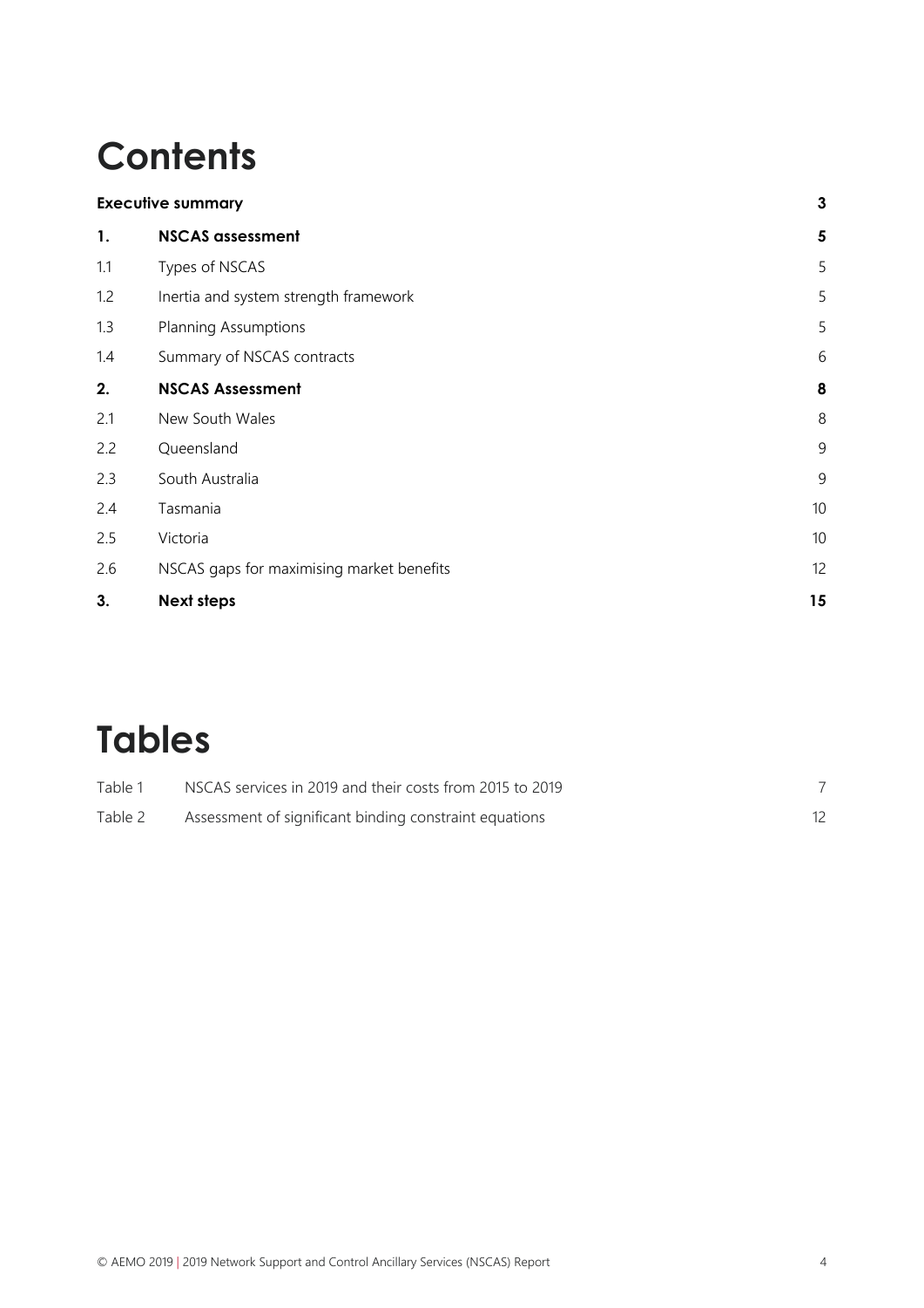# Contents

| | | |
|---|---|---|
| **Executive summary** | | **3** |
| **1.** | **NSCAS assessment** | **5** |
| 1.1 | Types of NSCAS | 5 |
| 1.2 | Inertia and system strength framework | 5 |
| 1.3 | Planning Assumptions | 5 |
| 1.4 | Summary of NSCAS contracts | 6 |
| **2.** | **NSCAS Assessment** | **8** |
| 2.1 | New South Wales | 8 |
| 2.2 | Queensland | 9 |
| 2.3 | South Australia | 9 |
| 2.4 | Tasmania | 10 |
| 2.5 | Victoria | 10 |
| 2.6 | NSCAS gaps for maximising market benefits | 12 |
| **3.** | **Next steps** | **15** |

# Tables

| | | |
|---|---|---|
| Table 1 | NSCAS services in 2019 and their costs from 2015 to 2019 | 7 |
| Table 2 | Assessment of significant binding constraint equations | 12 |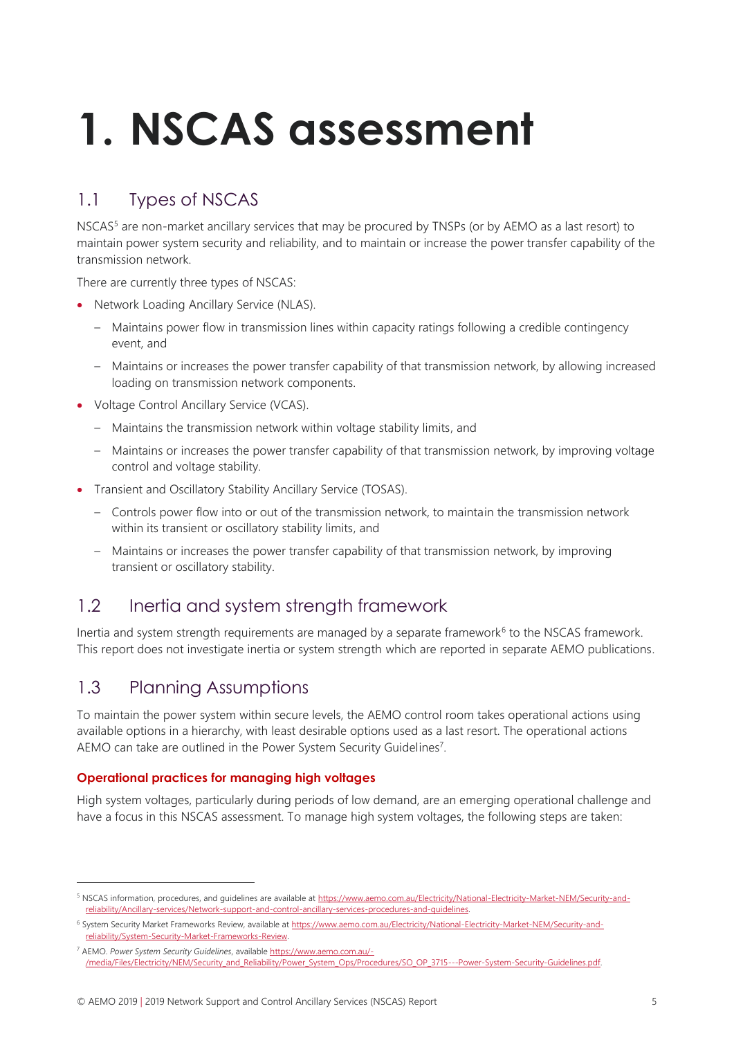# 1. NSCAS assessment

## 1.1 Types of NSCAS

NSCAS[5] are non-market ancillary services that may be procured by TNSPs (or by AEMO as a last resort) to maintain power system security and reliability, and to maintain or increase the power transfer capability of the transmission network.

There are currently three types of NSCAS:

- Network Loading Ancillary Service (NLAS).
  - Maintains power flow in transmission lines within capacity ratings following a credible contingency event, and
  - Maintains or increases the power transfer capability of that transmission network, by allowing increased loading on transmission network components.
- Voltage Control Ancillary Service (VCAS).
  - Maintains the transmission network within voltage stability limits, and
  - Maintains or increases the power transfer capability of that transmission network, by improving voltage control and voltage stability.
- Transient and Oscillatory Stability Ancillary Service (TOSAS).
  - Controls power flow into or out of the transmission network, to maintain the transmission network within its transient or oscillatory stability limits, and
  - Maintains or increases the power transfer capability of that transmission network, by improving transient or oscillatory stability.

## 1.2 Inertia and system strength framework

Inertia and system strength requirements are managed by a separate framework[6] to the NSCAS framework. This report does not investigate inertia or system strength which are reported in separate AEMO publications.

## 1.3 Planning Assumptions

To maintain the power system within secure levels, the AEMO control room takes operational actions using available options in a hierarchy, with least desirable options used as a last resort. The operational actions AEMO can take are outlined in the Power System Security Guidelines[7].

### Operational practices for managing high voltages

High system voltages, particularly during periods of low demand, are an emerging operational challenge and have a focus in this NSCAS assessment. To manage high system voltages, the following steps are taken:

---

[5] NSCAS information, procedures, and guidelines are available at https://www.aemo.com.au/Electricity/National-Electricity-Market-NEM/Security-and-reliability/Ancillary-services/Network-support-and-control-ancillary-services-procedures-and-guidelines.

[6] System Security Market Frameworks Review, available at https://www.aemo.com.au/Electricity/National-Electricity-Market-NEM/Security-and-reliability/System-Security-Market-Frameworks-Review.

[7] AEMO. *Power System Security Guidelines*, available https://www.aemo.com.au/-/media/Files/Electricity/NEM/Security_and_Reliability/Power_System_Ops/Procedures/SO_OP_3715---Power-System-Security-Guidelines.pdf.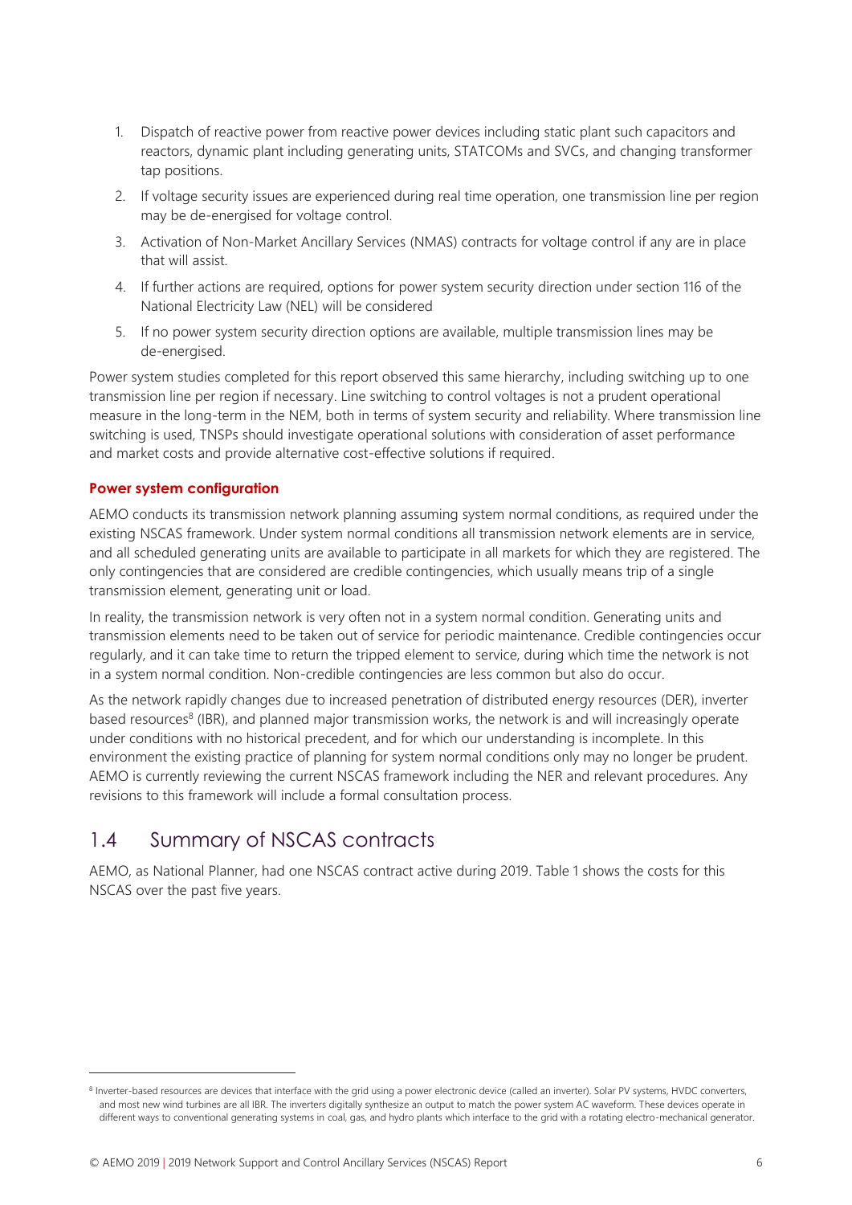1. Dispatch of reactive power from reactive power devices including static plant such capacitors and reactors, dynamic plant including generating units, STATCOMs and SVCs, and changing transformer tap positions.
2. If voltage security issues are experienced during real time operation, one transmission line per region may be de-energised for voltage control.
3. Activation of Non-Market Ancillary Services (NMAS) contracts for voltage control if any are in place that will assist.
4. If further actions are required, options for power system security direction under section 116 of the National Electricity Law (NEL) will be considered
5. If no power system security direction options are available, multiple transmission lines may be de-energised.

Power system studies completed for this report observed this same hierarchy, including switching up to one transmission line per region if necessary. Line switching to control voltages is not a prudent operational measure in the long-term in the NEM, both in terms of system security and reliability. Where transmission line switching is used, TNSPs should investigate operational solutions with consideration of asset performance and market costs and provide alternative cost-effective solutions if required.

#### Power system configuration

AEMO conducts its transmission network planning assuming system normal conditions, as required under the existing NSCAS framework. Under system normal conditions all transmission network elements are in service, and all scheduled generating units are available to participate in all markets for which they are registered. The only contingencies that are considered are credible contingencies, which usually means trip of a single transmission element, generating unit or load.

In reality, the transmission network is very often not in a system normal condition. Generating units and transmission elements need to be taken out of service for periodic maintenance. Credible contingencies occur regularly, and it can take time to return the tripped element to service, during which time the network is not in a system normal condition. Non-credible contingencies are less common but also do occur.

As the network rapidly changes due to increased penetration of distributed energy resources (DER), inverter based resources[8] (IBR), and planned major transmission works, the network is and will increasingly operate under conditions with no historical precedent, and for which our understanding is incomplete. In this environment the existing practice of planning for system normal conditions only may no longer be prudent. AEMO is currently reviewing the current NSCAS framework including the NER and relevant procedures. Any revisions to this framework will include a formal consultation process.

## 1.4 Summary of NSCAS contracts

AEMO, as National Planner, had one NSCAS contract active during 2019. Table 1 shows the costs for this NSCAS over the past five years.

[8] Inverter-based resources are devices that interface with the grid using a power electronic device (called an inverter). Solar PV systems, HVDC converters, and most new wind turbines are all IBR. The inverters digitally synthesize an output to match the power system AC waveform. These devices operate in different ways to conventional generating systems in coal, gas, and hydro plants which interface to the grid with a rotating electro-mechanical generator.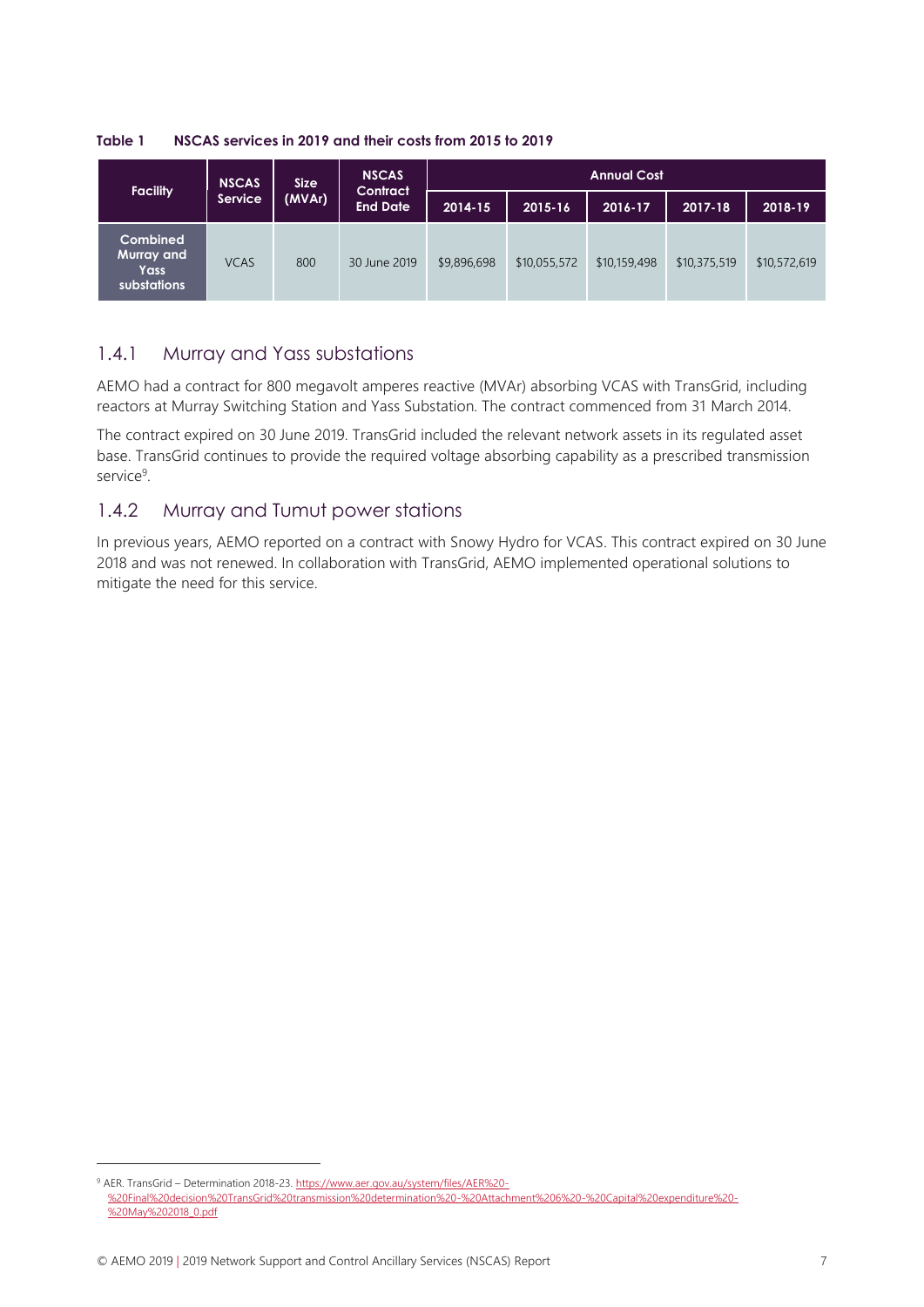**Table 1 NSCAS services in 2019 and their costs from 2015 to 2019**

| Facility | NSCAS Service | Size (MVAr) | NSCAS Contract End Date | Annual Cost | | | | |
|---|---|---|---|---|---|---|---|---|
| | | | | 2014-15 | 2015-16 | 2016-17 | 2017-18 | 2018-19 |
| Combined Murray and Yass substations | VCAS | 800 | 30 June 2019 | $9,896,698 | $10,055,572 | $10,159,498 | $10,375,519 | $10,572,619 |

### 1.4.1 Murray and Yass substations

AEMO had a contract for 800 megavolt amperes reactive (MVAr) absorbing VCAS with TransGrid, including reactors at Murray Switching Station and Yass Substation. The contract commenced from 31 March 2014.

The contract expired on 30 June 2019. TransGrid included the relevant network assets in its regulated asset base. TransGrid continues to provide the required voltage absorbing capability as a prescribed transmission service[9].

### 1.4.2 Murray and Tumut power stations

In previous years, AEMO reported on a contract with Snowy Hydro for VCAS. This contract expired on 30 June 2018 and was not renewed. In collaboration with TransGrid, AEMO implemented operational solutions to mitigate the need for this service.

[9] AER. TransGrid – Determination 2018-23. https://www.aer.gov.au/system/files/AER%20-%20Final%20decision%20TransGrid%20transmission%20determination%20-%20Attachment%206%20-%20Capital%20expenditure%20-%20May%202018_0.pdf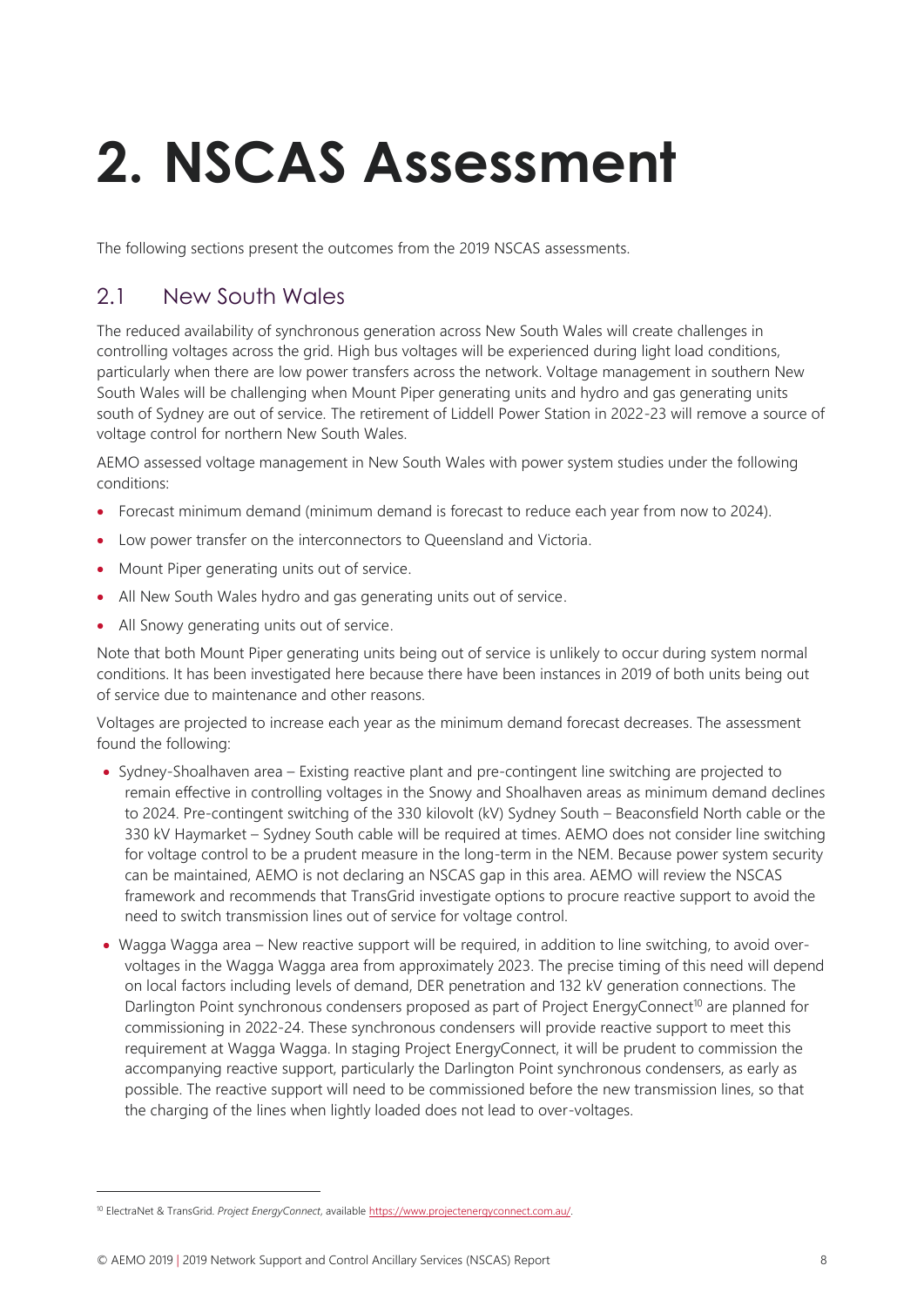# 2. NSCAS Assessment

The following sections present the outcomes from the 2019 NSCAS assessments.

## 2.1 New South Wales

The reduced availability of synchronous generation across New South Wales will create challenges in controlling voltages across the grid. High bus voltages will be experienced during light load conditions, particularly when there are low power transfers across the network. Voltage management in southern New South Wales will be challenging when Mount Piper generating units and hydro and gas generating units south of Sydney are out of service. The retirement of Liddell Power Station in 2022-23 will remove a source of voltage control for northern New South Wales.

AEMO assessed voltage management in New South Wales with power system studies under the following conditions:

- Forecast minimum demand (minimum demand is forecast to reduce each year from now to 2024).
- Low power transfer on the interconnectors to Queensland and Victoria.
- Mount Piper generating units out of service.
- All New South Wales hydro and gas generating units out of service.
- All Snowy generating units out of service.

Note that both Mount Piper generating units being out of service is unlikely to occur during system normal conditions. It has been investigated here because there have been instances in 2019 of both units being out of service due to maintenance and other reasons.

Voltages are projected to increase each year as the minimum demand forecast decreases. The assessment found the following:

- Sydney-Shoalhaven area – Existing reactive plant and pre-contingent line switching are projected to remain effective in controlling voltages in the Snowy and Shoalhaven areas as minimum demand declines to 2024. Pre-contingent switching of the 330 kilovolt (kV) Sydney South – Beaconsfield North cable or the 330 kV Haymarket – Sydney South cable will be required at times. AEMO does not consider line switching for voltage control to be a prudent measure in the long-term in the NEM. Because power system security can be maintained, AEMO is not declaring an NSCAS gap in this area. AEMO will review the NSCAS framework and recommends that TransGrid investigate options to procure reactive support to avoid the need to switch transmission lines out of service for voltage control.
- Wagga Wagga area – New reactive support will be required, in addition to line switching, to avoid over-voltages in the Wagga Wagga area from approximately 2023. The precise timing of this need will depend on local factors including levels of demand, DER penetration and 132 kV generation connections. The Darlington Point synchronous condensers proposed as part of Project EnergyConnect[10] are planned for commissioning in 2022-24. These synchronous condensers will provide reactive support to meet this requirement at Wagga Wagga. In staging Project EnergyConnect, it will be prudent to commission the accompanying reactive support, particularly the Darlington Point synchronous condensers, as early as possible. The reactive support will need to be commissioned before the new transmission lines, so that the charging of the lines when lightly loaded does not lead to over-voltages.

[10] ElectraNet & TransGrid. *Project EnergyConnect*, available https://www.projectenergyconnect.com.au/.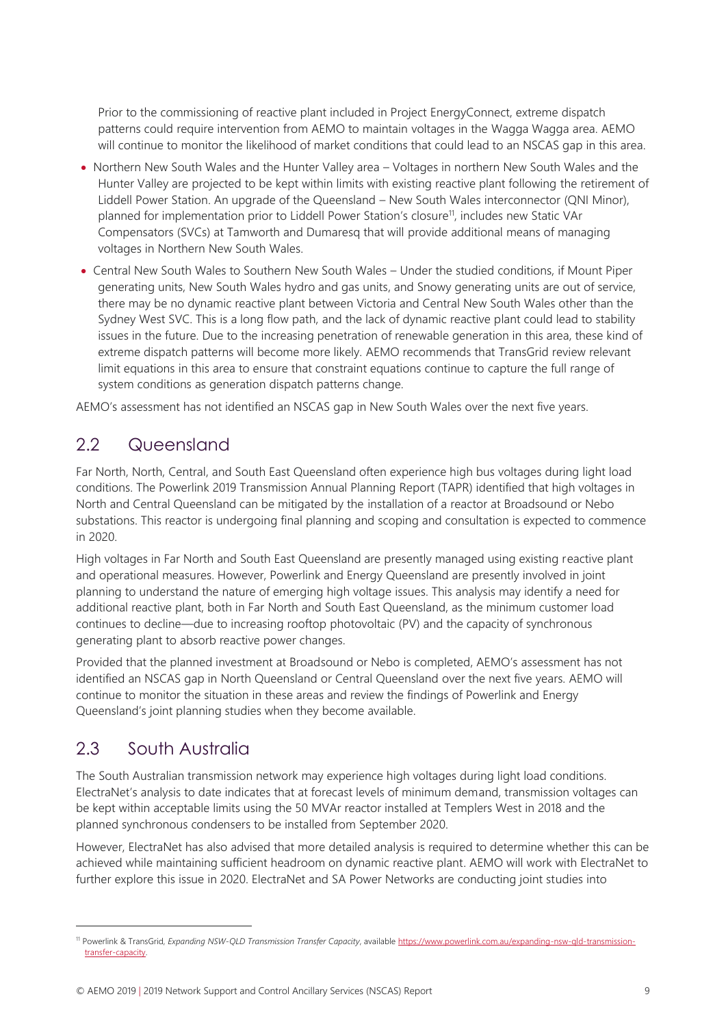Prior to the commissioning of reactive plant included in Project EnergyConnect, extreme dispatch patterns could require intervention from AEMO to maintain voltages in the Wagga Wagga area. AEMO will continue to monitor the likelihood of market conditions that could lead to an NSCAS gap in this area.

- Northern New South Wales and the Hunter Valley area – Voltages in northern New South Wales and the Hunter Valley are projected to be kept within limits with existing reactive plant following the retirement of Liddell Power Station. An upgrade of the Queensland – New South Wales interconnector (QNI Minor), planned for implementation prior to Liddell Power Station's closure[11], includes new Static VAr Compensators (SVCs) at Tamworth and Dumaresq that will provide additional means of managing voltages in Northern New South Wales.
- Central New South Wales to Southern New South Wales – Under the studied conditions, if Mount Piper generating units, New South Wales hydro and gas units, and Snowy generating units are out of service, there may be no dynamic reactive plant between Victoria and Central New South Wales other than the Sydney West SVC. This is a long flow path, and the lack of dynamic reactive plant could lead to stability issues in the future. Due to the increasing penetration of renewable generation in this area, these kind of extreme dispatch patterns will become more likely. AEMO recommends that TransGrid review relevant limit equations in this area to ensure that constraint equations continue to capture the full range of system conditions as generation dispatch patterns change.

AEMO's assessment has not identified an NSCAS gap in New South Wales over the next five years.

## 2.2 Queensland

Far North, North, Central, and South East Queensland often experience high bus voltages during light load conditions. The Powerlink 2019 Transmission Annual Planning Report (TAPR) identified that high voltages in North and Central Queensland can be mitigated by the installation of a reactor at Broadsound or Nebo substations. This reactor is undergoing final planning and scoping and consultation is expected to commence in 2020.

High voltages in Far North and South East Queensland are presently managed using existing reactive plant and operational measures. However, Powerlink and Energy Queensland are presently involved in joint planning to understand the nature of emerging high voltage issues. This analysis may identify a need for additional reactive plant, both in Far North and South East Queensland, as the minimum customer load continues to decline—due to increasing rooftop photovoltaic (PV) and the capacity of synchronous generating plant to absorb reactive power changes.

Provided that the planned investment at Broadsound or Nebo is completed, AEMO's assessment has not identified an NSCAS gap in North Queensland or Central Queensland over the next five years. AEMO will continue to monitor the situation in these areas and review the findings of Powerlink and Energy Queensland's joint planning studies when they become available.

## 2.3 South Australia

The South Australian transmission network may experience high voltages during light load conditions. ElectraNet's analysis to date indicates that at forecast levels of minimum demand, transmission voltages can be kept within acceptable limits using the 50 MVAr reactor installed at Templers West in 2018 and the planned synchronous condensers to be installed from September 2020.

However, ElectraNet has also advised that more detailed analysis is required to determine whether this can be achieved while maintaining sufficient headroom on dynamic reactive plant. AEMO will work with ElectraNet to further explore this issue in 2020. ElectraNet and SA Power Networks are conducting joint studies into

[11] Powerlink & TransGrid, *Expanding NSW-QLD Transmission Transfer Capacity*, available https://www.powerlink.com.au/expanding-nsw-qld-transmission-transfer-capacity.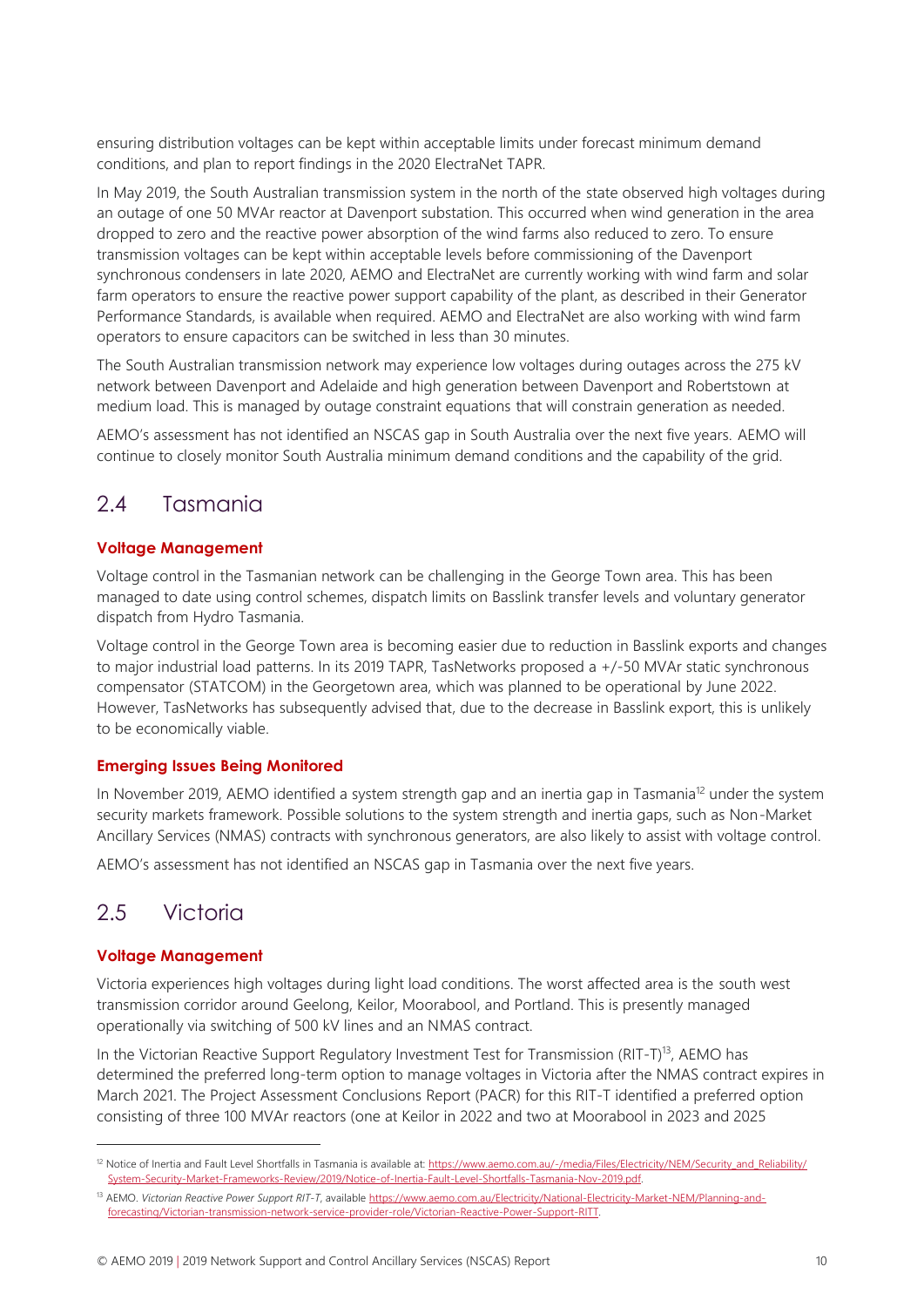ensuring distribution voltages can be kept within acceptable limits under forecast minimum demand conditions, and plan to report findings in the 2020 ElectraNet TAPR.

In May 2019, the South Australian transmission system in the north of the state observed high voltages during an outage of one 50 MVAr reactor at Davenport substation. This occurred when wind generation in the area dropped to zero and the reactive power absorption of the wind farms also reduced to zero. To ensure transmission voltages can be kept within acceptable levels before commissioning of the Davenport synchronous condensers in late 2020, AEMO and ElectraNet are currently working with wind farm and solar farm operators to ensure the reactive power support capability of the plant, as described in their Generator Performance Standards, is available when required. AEMO and ElectraNet are also working with wind farm operators to ensure capacitors can be switched in less than 30 minutes.

The South Australian transmission network may experience low voltages during outages across the 275 kV network between Davenport and Adelaide and high generation between Davenport and Robertstown at medium load. This is managed by outage constraint equations that will constrain generation as needed.

AEMO's assessment has not identified an NSCAS gap in South Australia over the next five years. AEMO will continue to closely monitor South Australia minimum demand conditions and the capability of the grid.

## 2.4 Tasmania

### Voltage Management

Voltage control in the Tasmanian network can be challenging in the George Town area. This has been managed to date using control schemes, dispatch limits on Basslink transfer levels and voluntary generator dispatch from Hydro Tasmania.

Voltage control in the George Town area is becoming easier due to reduction in Basslink exports and changes to major industrial load patterns. In its 2019 TAPR, TasNetworks proposed a +/-50 MVAr static synchronous compensator (STATCOM) in the Georgetown area, which was planned to be operational by June 2022. However, TasNetworks has subsequently advised that, due to the decrease in Basslink export, this is unlikely to be economically viable.

### Emerging Issues Being Monitored

In November 2019, AEMO identified a system strength gap and an inertia gap in Tasmania[12] under the system security markets framework. Possible solutions to the system strength and inertia gaps, such as Non-Market Ancillary Services (NMAS) contracts with synchronous generators, are also likely to assist with voltage control.

AEMO's assessment has not identified an NSCAS gap in Tasmania over the next five years.

## 2.5 Victoria

### Voltage Management

Victoria experiences high voltages during light load conditions. The worst affected area is the south west transmission corridor around Geelong, Keilor, Moorabool, and Portland. This is presently managed operationally via switching of 500 kV lines and an NMAS contract.

In the Victorian Reactive Support Regulatory Investment Test for Transmission (RIT-T)[13], AEMO has determined the preferred long-term option to manage voltages in Victoria after the NMAS contract expires in March 2021. The Project Assessment Conclusions Report (PACR) for this RIT-T identified a preferred option consisting of three 100 MVAr reactors (one at Keilor in 2022 and two at Moorabool in 2023 and 2025

---

[12] Notice of Inertia and Fault Level Shortfalls in Tasmania is available at: https://www.aemo.com.au/-/media/Files/Electricity/NEM/Security_and_Reliability/System-Security-Market-Frameworks-Review/2019/Notice-of-Inertia-Fault-Level-Shortfalls-Tasmania-Nov-2019.pdf.

[13] AEMO. *Victorian Reactive Power Support RIT-T*, available https://www.aemo.com.au/Electricity/National-Electricity-Market-NEM/Planning-and-forecasting/Victorian-transmission-network-service-provider-role/Victorian-Reactive-Power-Support-RITT.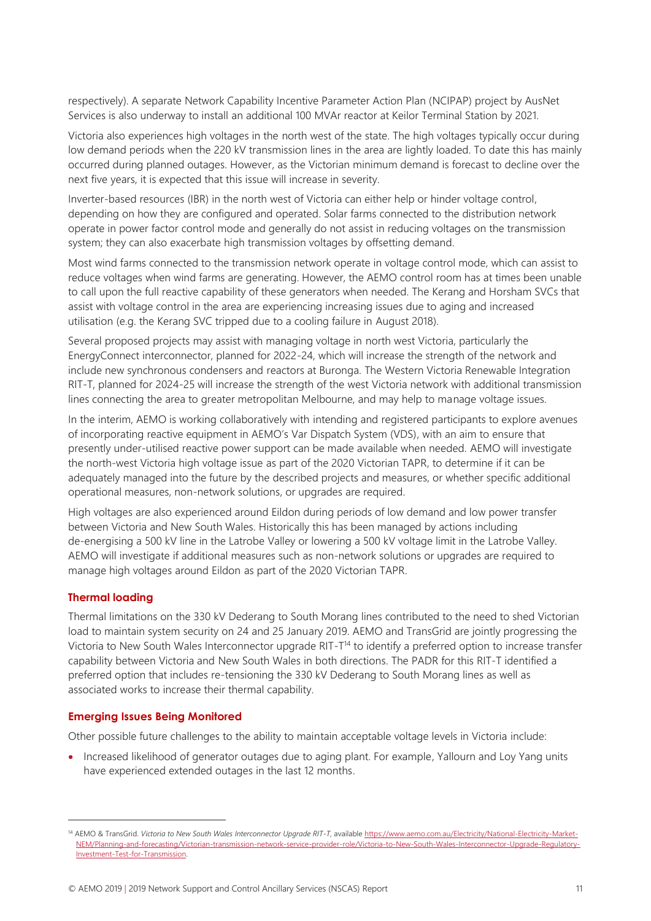respectively). A separate Network Capability Incentive Parameter Action Plan (NCIPAP) project by AusNet Services is also underway to install an additional 100 MVAr reactor at Keilor Terminal Station by 2021.

Victoria also experiences high voltages in the north west of the state. The high voltages typically occur during low demand periods when the 220 kV transmission lines in the area are lightly loaded. To date this has mainly occurred during planned outages. However, as the Victorian minimum demand is forecast to decline over the next five years, it is expected that this issue will increase in severity.

Inverter-based resources (IBR) in the north west of Victoria can either help or hinder voltage control, depending on how they are configured and operated. Solar farms connected to the distribution network operate in power factor control mode and generally do not assist in reducing voltages on the transmission system; they can also exacerbate high transmission voltages by offsetting demand.

Most wind farms connected to the transmission network operate in voltage control mode, which can assist to reduce voltages when wind farms are generating. However, the AEMO control room has at times been unable to call upon the full reactive capability of these generators when needed. The Kerang and Horsham SVCs that assist with voltage control in the area are experiencing increasing issues due to aging and increased utilisation (e.g. the Kerang SVC tripped due to a cooling failure in August 2018).

Several proposed projects may assist with managing voltage in north west Victoria, particularly the EnergyConnect interconnector, planned for 2022-24, which will increase the strength of the network and include new synchronous condensers and reactors at Buronga. The Western Victoria Renewable Integration RIT-T, planned for 2024-25 will increase the strength of the west Victoria network with additional transmission lines connecting the area to greater metropolitan Melbourne, and may help to manage voltage issues.

In the interim, AEMO is working collaboratively with intending and registered participants to explore avenues of incorporating reactive equipment in AEMO's Var Dispatch System (VDS), with an aim to ensure that presently under-utilised reactive power support can be made available when needed. AEMO will investigate the north-west Victoria high voltage issue as part of the 2020 Victorian TAPR, to determine if it can be adequately managed into the future by the described projects and measures, or whether specific additional operational measures, non-network solutions, or upgrades are required.

High voltages are also experienced around Eildon during periods of low demand and low power transfer between Victoria and New South Wales. Historically this has been managed by actions including de-energising a 500 kV line in the Latrobe Valley or lowering a 500 kV voltage limit in the Latrobe Valley. AEMO will investigate if additional measures such as non-network solutions or upgrades are required to manage high voltages around Eildon as part of the 2020 Victorian TAPR.

#### Thermal loading

Thermal limitations on the 330 kV Dederang to South Morang lines contributed to the need to shed Victorian load to maintain system security on 24 and 25 January 2019. AEMO and TransGrid are jointly progressing the Victoria to New South Wales Interconnector upgrade RIT-T[14] to identify a preferred option to increase transfer capability between Victoria and New South Wales in both directions. The PADR for this RIT-T identified a preferred option that includes re-tensioning the 330 kV Dederang to South Morang lines as well as associated works to increase their thermal capability.

#### Emerging Issues Being Monitored

Other possible future challenges to the ability to maintain acceptable voltage levels in Victoria include:

- Increased likelihood of generator outages due to aging plant. For example, Yallourn and Loy Yang units have experienced extended outages in the last 12 months.

[14] AEMO & TransGrid. *Victoria to New South Wales Interconnector Upgrade RIT-T*, available https://www.aemo.com.au/Electricity/National-Electricity-Market-NEM/Planning-and-forecasting/Victorian-transmission-network-service-provider-role/Victoria-to-New-South-Wales-Interconnector-Upgrade-Regulatory-Investment-Test-for-Transmission.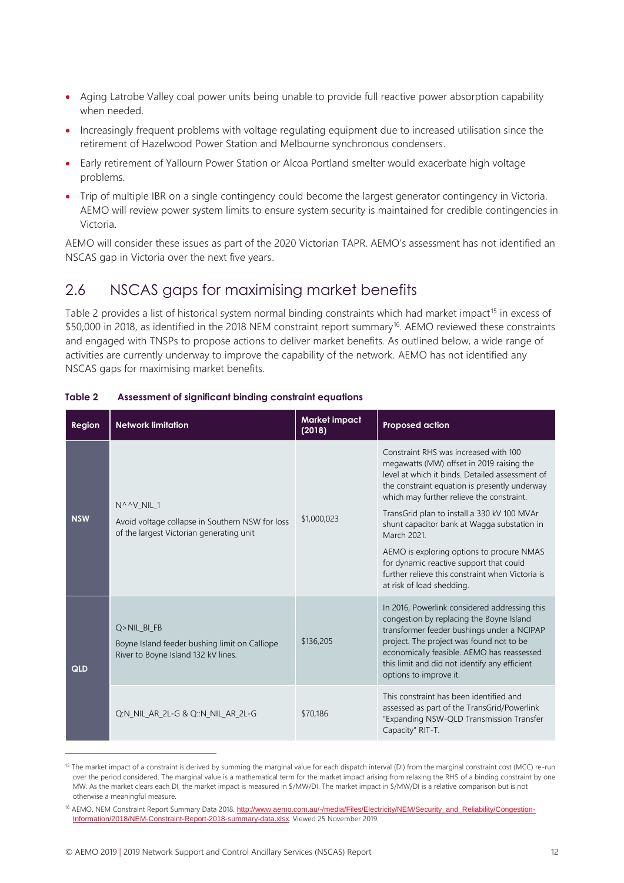- Aging Latrobe Valley coal power units being unable to provide full reactive power absorption capability when needed.
- Increasingly frequent problems with voltage regulating equipment due to increased utilisation since the retirement of Hazelwood Power Station and Melbourne synchronous condensers.
- Early retirement of Yallourn Power Station or Alcoa Portland smelter would exacerbate high voltage problems.
- Trip of multiple IBR on a single contingency could become the largest generator contingency in Victoria. AEMO will review power system limits to ensure system security is maintained for credible contingencies in Victoria.

AEMO will consider these issues as part of the 2020 Victorian TAPR. AEMO's assessment has not identified an NSCAS gap in Victoria over the next five years.

## 2.6 NSCAS gaps for maximising market benefits

Table 2 provides a list of historical system normal binding constraints which had market impact[15] in excess of $50,000 in 2018, as identified in the 2018 NEM constraint report summary[16]. AEMO reviewed these constraints and engaged with TNSPs to propose actions to deliver market benefits. As outlined below, a wide range of activities are currently underway to improve the capability of the network. AEMO has not identified any NSCAS gaps for maximising market benefits.

**Table 2 Assessment of significant binding constraint equations**

| Region | Network limitation | Market impact (2018) | Proposed action |
|---|---|---|---|
| NSW | N^^V_NIL_1<br>Avoid voltage collapse in Southern NSW for loss of the largest Victorian generating unit | $1,000,023 | Constraint RHS was increased with 100 megawatts (MW) offset in 2019 raising the level at which it binds. Detailed assessment of the constraint equation is presently underway which may further relieve the constraint.<br>TransGrid plan to install a 330 kV 100 MVAr shunt capacitor bank at Wagga substation in March 2021.<br>AEMO is exploring options to procure NMAS for dynamic reactive support that could further relieve this constraint when Victoria is at risk of load shedding. |
| QLD | Q>NIL_BI_FB<br>Boyne Island feeder bushing limit on Calliope River to Boyne Island 132 kV lines. | $136,205 | In 2016, Powerlink considered addressing this congestion by replacing the Boyne Island transformer feeder bushings under a NCIPAP project. The project was found not to be economically feasible. AEMO has reassessed this limit and did not identify any efficient options to improve it. |
| | Q:N_NIL_AR_2L-G & Q::N_NIL_AR_2L-G | $70,186 | This constraint has been identified and assessed as part of the TransGrid/Powerlink "Expanding NSW-QLD Transmission Transfer Capacity" RIT-T. |

[15] The market impact of a constraint is derived by summing the marginal value for each dispatch interval (DI) from the marginal constraint cost (MCC) re-run over the period considered. The marginal value is a mathematical term for the market impact arising from relaxing the RHS of a binding constraint by one MW. As the market clears each DI, the market impact is measured in $/MW/DI. The market impact in $/MW/DI is a relative comparison but is not otherwise a meaningful measure.

[16] AEMO. NEM Constraint Report Summary Data 2018. http://www.aemo.com.au/-/media/Files/Electricity/NEM/Security_and_Reliability/Congestion-Information/2018/NEM-Constraint-Report-2018-summary-data.xlsx. Viewed 25 November 2019.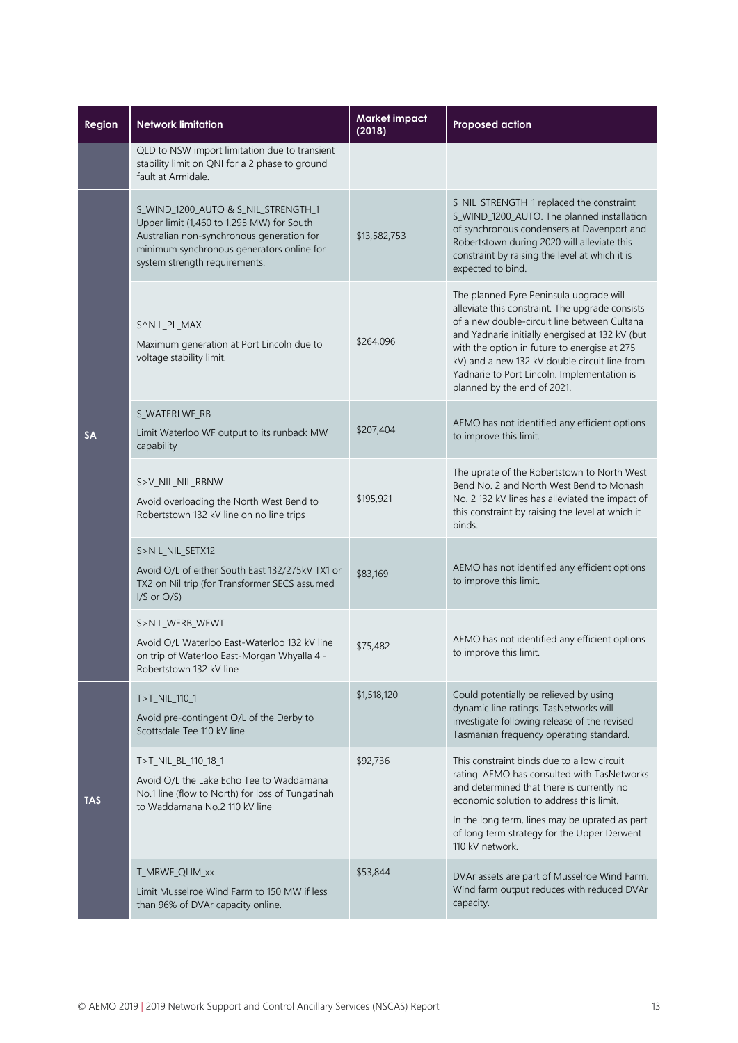| Region | Network limitation | Market impact (2018) | Proposed action |
|---|---|---|---|
| | QLD to NSW import limitation due to transient stability limit on QNI for a 2 phase to ground fault at Armidale. | | |
| SA | S_WIND_1200_AUTO & S_NIL_STRENGTH_1 Upper limit (1,460 to 1,295 MW) for South Australian non-synchronous generation for minimum synchronous generators online for system strength requirements. | $13,582,753 | S_NIL_STRENGTH_1 replaced the constraint S_WIND_1200_AUTO. The planned installation of synchronous condensers at Davenport and Robertstown during 2020 will alleviate this constraint by raising the level at which it is expected to bind. |
| | S^NIL_PL_MAX<br>Maximum generation at Port Lincoln due to voltage stability limit. | $264,096 | The planned Eyre Peninsula upgrade will alleviate this constraint. The upgrade consists of a new double-circuit line between Cultana and Yadnarie initially energised at 132 kV (but with the option in future to energise at 275 kV) and a new 132 kV double circuit line from Yadnarie to Port Lincoln. Implementation is planned by the end of 2021. |
| | S_WATERLWF_RB<br>Limit Waterloo WF output to its runback MW capability | $207,404 | AEMO has not identified any efficient options to improve this limit. |
| | S>V_NIL_NIL_RBNW<br>Avoid overloading the North West Bend to Robertstown 132 kV line on no line trips | $195,921 | The uprate of the Robertstown to North West Bend No. 2 and North West Bend to Monash No. 2 132 kV lines has alleviated the impact of this constraint by raising the level at which it binds. |
| | S>NIL_NIL_SETX12<br>Avoid O/L of either South East 132/275kV TX1 or TX2 on Nil trip (for Transformer SECS assumed I/S or O/S) | $83,169 | AEMO has not identified any efficient options to improve this limit. |
| | S>NIL_WERB_WEWT<br>Avoid O/L Waterloo East-Waterloo 132 kV line on trip of Waterloo East-Morgan Whyalla 4 - Robertstown 132 kV line | $75,482 | AEMO has not identified any efficient options to improve this limit. |
| TAS | T>T_NIL_110_1<br>Avoid pre-contingent O/L of the Derby to Scottsdale Tee 110 kV line | $1,518,120 | Could potentially be relieved by using dynamic line ratings. TasNetworks will investigate following release of the revised Tasmanian frequency operating standard. |
| | T>T_NIL_BL_110_18_1<br>Avoid O/L the Lake Echo Tee to Waddamana No.1 line (flow to North) for loss of Tungatinah to Waddamana No.2 110 kV line | $92,736 | This constraint binds due to a low circuit rating. AEMO has consulted with TasNetworks and determined that there is currently no economic solution to address this limit.<br>In the long term, lines may be uprated as part of long term strategy for the Upper Derwent 110 kV network. |
| | T_MRWF_QLIM_xx<br>Limit Musselroe Wind Farm to 150 MW if less than 96% of DVAr capacity online. | $53,844 | DVAr assets are part of Musselroe Wind Farm. Wind farm output reduces with reduced DVAr capacity. |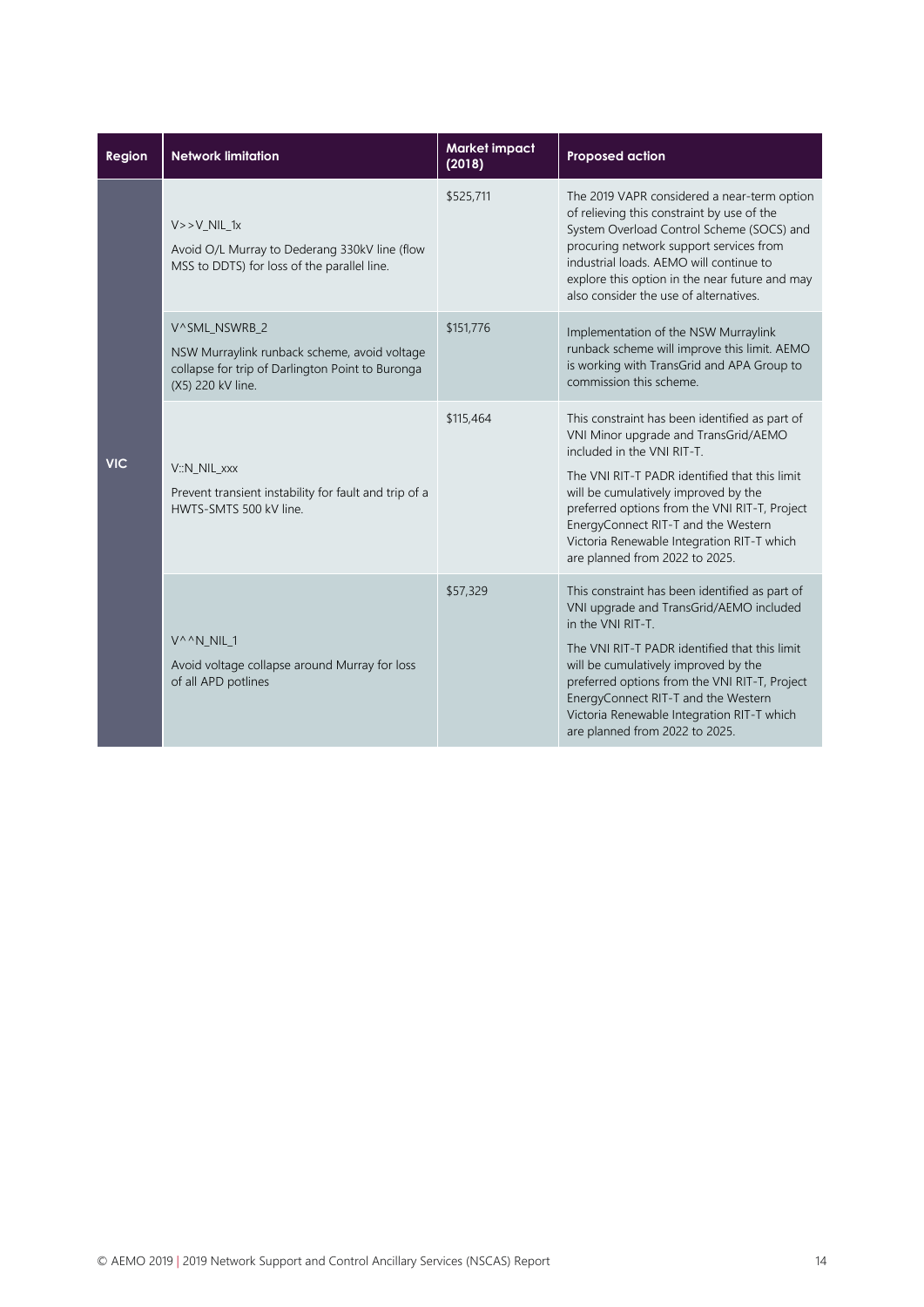| Region | Network limitation | Market impact (2018) | Proposed action |
|---|---|---|---|
| VIC | V>>V_NIL_1x<br>Avoid O/L Murray to Dederang 330kV line (flow MSS to DDTS) for loss of the parallel line. | $525,711 | The 2019 VAPR considered a near-term option of relieving this constraint by use of the System Overload Control Scheme (SOCS) and procuring network support services from industrial loads. AEMO will continue to explore this option in the near future and may also consider the use of alternatives. |
| | V^SML_NSWRB_2<br>NSW Murraylink runback scheme, avoid voltage collapse for trip of Darlington Point to Buronga (X5) 220 kV line. | $151,776 | Implementation of the NSW Murraylink runback scheme will improve this limit. AEMO is working with TransGrid and APA Group to commission this scheme. |
| | V::N_NIL_xxx<br>Prevent transient instability for fault and trip of a HWTS-SMTS 500 kV line. | $115,464 | This constraint has been identified as part of VNI Minor upgrade and TransGrid/AEMO included in the VNI RIT-T.<br>The VNI RIT-T PADR identified that this limit will be cumulatively improved by the preferred options from the VNI RIT-T, Project EnergyConnect RIT-T and the Western Victoria Renewable Integration RIT-T which are planned from 2022 to 2025. |
| | V^^N_NIL_1<br>Avoid voltage collapse around Murray for loss of all APD potlines | $57,329 | This constraint has been identified as part of VNI upgrade and TransGrid/AEMO included in the VNI RIT-T.<br>The VNI RIT-T PADR identified that this limit will be cumulatively improved by the preferred options from the VNI RIT-T, Project EnergyConnect RIT-T and the Western Victoria Renewable Integration RIT-T which are planned from 2022 to 2025. |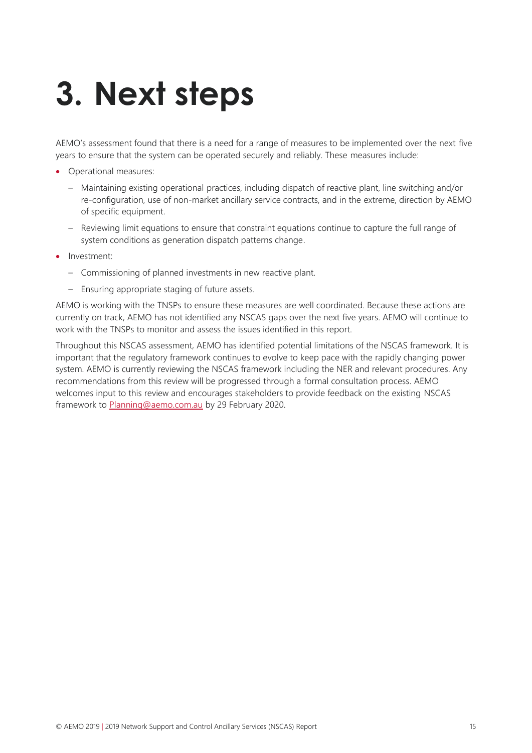# 3. Next steps

AEMO's assessment found that there is a need for a range of measures to be implemented over the next five years to ensure that the system can be operated securely and reliably. These measures include:

- Operational measures:
  - Maintaining existing operational practices, including dispatch of reactive plant, line switching and/or re-configuration, use of non-market ancillary service contracts, and in the extreme, direction by AEMO of specific equipment.
  - Reviewing limit equations to ensure that constraint equations continue to capture the full range of system conditions as generation dispatch patterns change.
- Investment:
  - Commissioning of planned investments in new reactive plant.
  - Ensuring appropriate staging of future assets.

AEMO is working with the TNSPs to ensure these measures are well coordinated. Because these actions are currently on track, AEMO has not identified any NSCAS gaps over the next five years. AEMO will continue to work with the TNSPs to monitor and assess the issues identified in this report.

Throughout this NSCAS assessment, AEMO has identified potential limitations of the NSCAS framework. It is important that the regulatory framework continues to evolve to keep pace with the rapidly changing power system. AEMO is currently reviewing the NSCAS framework including the NER and relevant procedures. Any recommendations from this review will be progressed through a formal consultation process. AEMO welcomes input to this review and encourages stakeholders to provide feedback on the existing NSCAS framework to Planning@aemo.com.au by 29 February 2020.